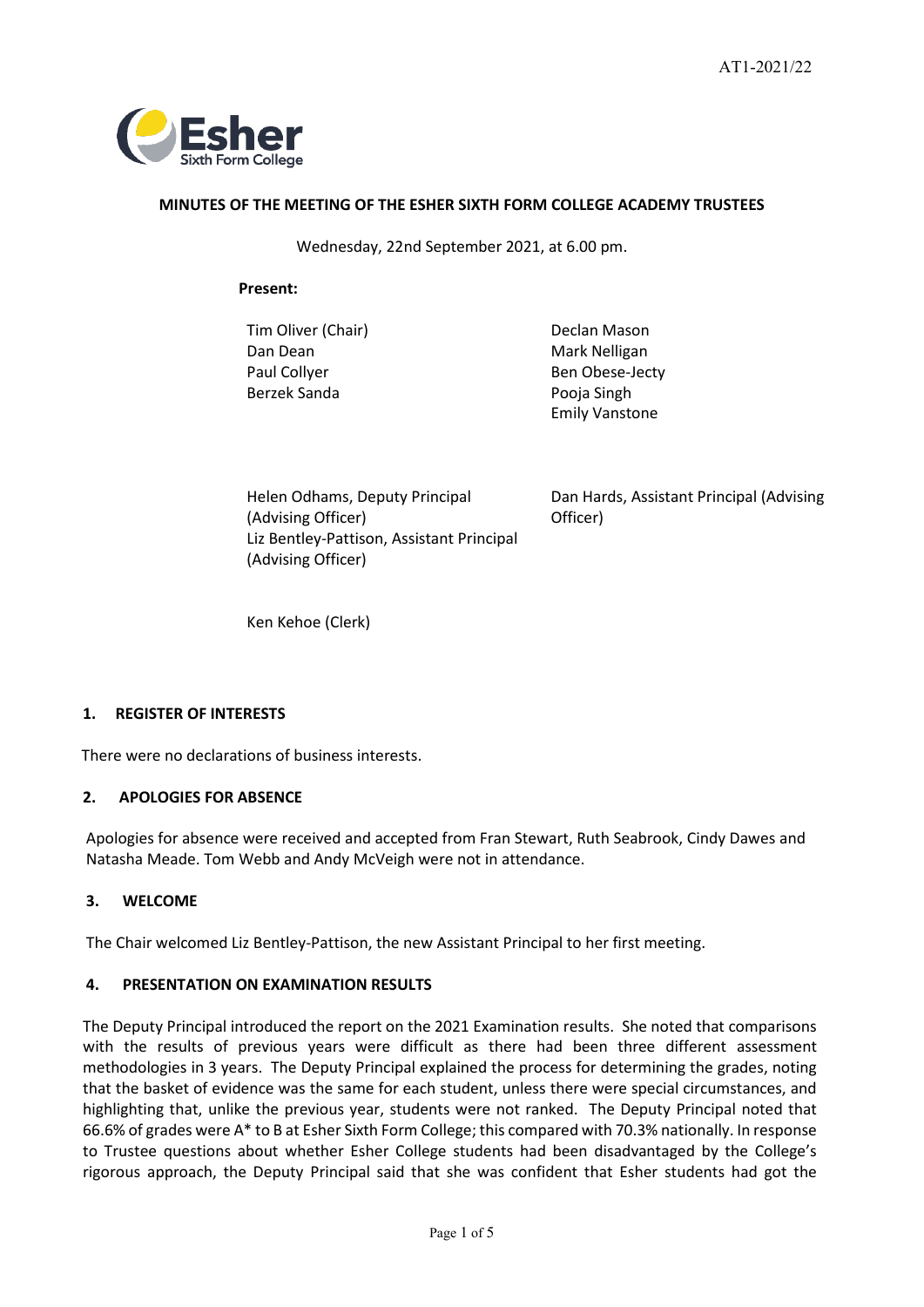AT1-2021/22

**MINUTES OF THE MEETING OF THE ESHER SIXTH FORM COLLEGE ACADEMY TRUSTEES**

Wednesday, 22nd September 2021, at 6.00 pm.

**Present:**

Tim Oliver (Chair)
Dan Dean
Paul Collyer
Berzek Sanda
Declan Mason
Mark Nelligan
Ben Obese-Jecty
Pooja Singh
Emily Vanstone

Helen Odhams, Deputy Principal (Advising Officer)
Liz Bentley-Pattison, Assistant Principal (Advising Officer)
Dan Hards, Assistant Principal (Advising Officer)

Ken Kehoe (Clerk)

## 1. REGISTER OF INTERESTS

There were no declarations of business interests.

## 2. APOLOGIES FOR ABSENCE

Apologies for absence were received and accepted from Fran Stewart, Ruth Seabrook, Cindy Dawes and Natasha Meade. Tom Webb and Andy McVeigh were not in attendance.

## 3. WELCOME

The Chair welcomed Liz Bentley-Pattison, the new Assistant Principal to her first meeting.

## 4. PRESENTATION ON EXAMINATION RESULTS

The Deputy Principal introduced the report on the 2021 Examination results. She noted that comparisons with the results of previous years were difficult as there had been three different assessment methodologies in 3 years. The Deputy Principal explained the process for determining the grades, noting that the basket of evidence was the same for each student, unless there were special circumstances, and highlighting that, unlike the previous year, students were not ranked. The Deputy Principal noted that 66.6% of grades were A* to B at Esher Sixth Form College; this compared with 70.3% nationally. In response to Trustee questions about whether Esher College students had been disadvantaged by the College's rigorous approach, the Deputy Principal said that she was confident that Esher students had got the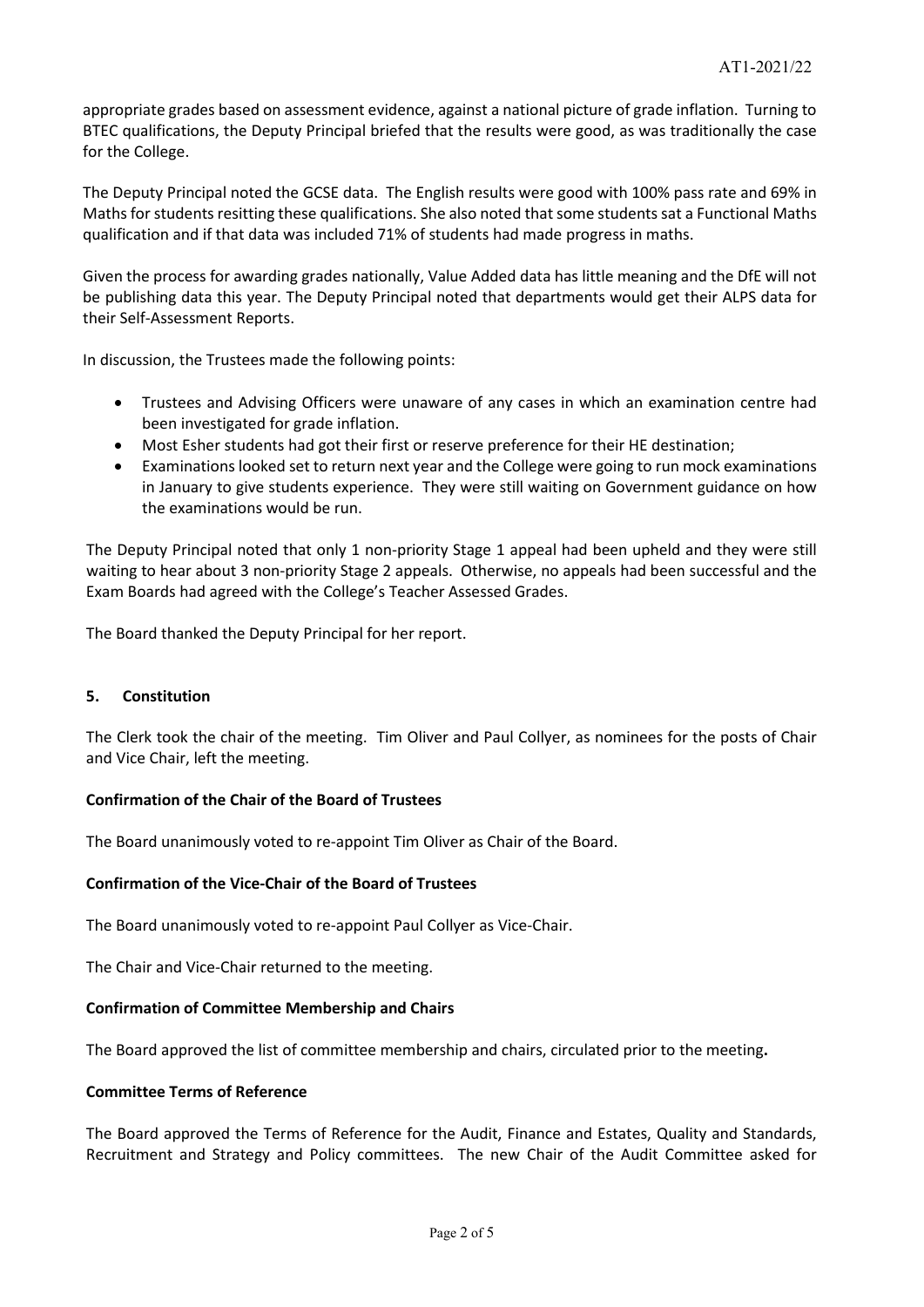appropriate grades based on assessment evidence, against a national picture of grade inflation. Turning to BTEC qualifications, the Deputy Principal briefed that the results were good, as was traditionally the case for the College.

The Deputy Principal noted the GCSE data. The English results were good with 100% pass rate and 69% in Maths for students resitting these qualifications. She also noted that some students sat a Functional Maths qualification and if that data was included 71% of students had made progress in maths.

Given the process for awarding grades nationally, Value Added data has little meaning and the DfE will not be publishing data this year. The Deputy Principal noted that departments would get their ALPS data for their Self-Assessment Reports.

In discussion, the Trustees made the following points:

- Trustees and Advising Officers were unaware of any cases in which an examination centre had been investigated for grade inflation.
- Most Esher students had got their first or reserve preference for their HE destination;
- Examinations looked set to return next year and the College were going to run mock examinations in January to give students experience. They were still waiting on Government guidance on how the examinations would be run.

The Deputy Principal noted that only 1 non-priority Stage 1 appeal had been upheld and they were still waiting to hear about 3 non-priority Stage 2 appeals. Otherwise, no appeals had been successful and the Exam Boards had agreed with the College's Teacher Assessed Grades.

The Board thanked the Deputy Principal for her report.

## 5. Constitution

The Clerk took the chair of the meeting. Tim Oliver and Paul Collyer, as nominees for the posts of Chair and Vice Chair, left the meeting.

### Confirmation of the Chair of the Board of Trustees

The Board unanimously voted to re-appoint Tim Oliver as Chair of the Board.

### Confirmation of the Vice-Chair of the Board of Trustees

The Board unanimously voted to re-appoint Paul Collyer as Vice-Chair.

The Chair and Vice-Chair returned to the meeting.

### Confirmation of Committee Membership and Chairs

The Board approved the list of committee membership and chairs, circulated prior to the meeting**.**

### Committee Terms of Reference

The Board approved the Terms of Reference for the Audit, Finance and Estates, Quality and Standards, Recruitment and Strategy and Policy committees. The new Chair of the Audit Committee asked for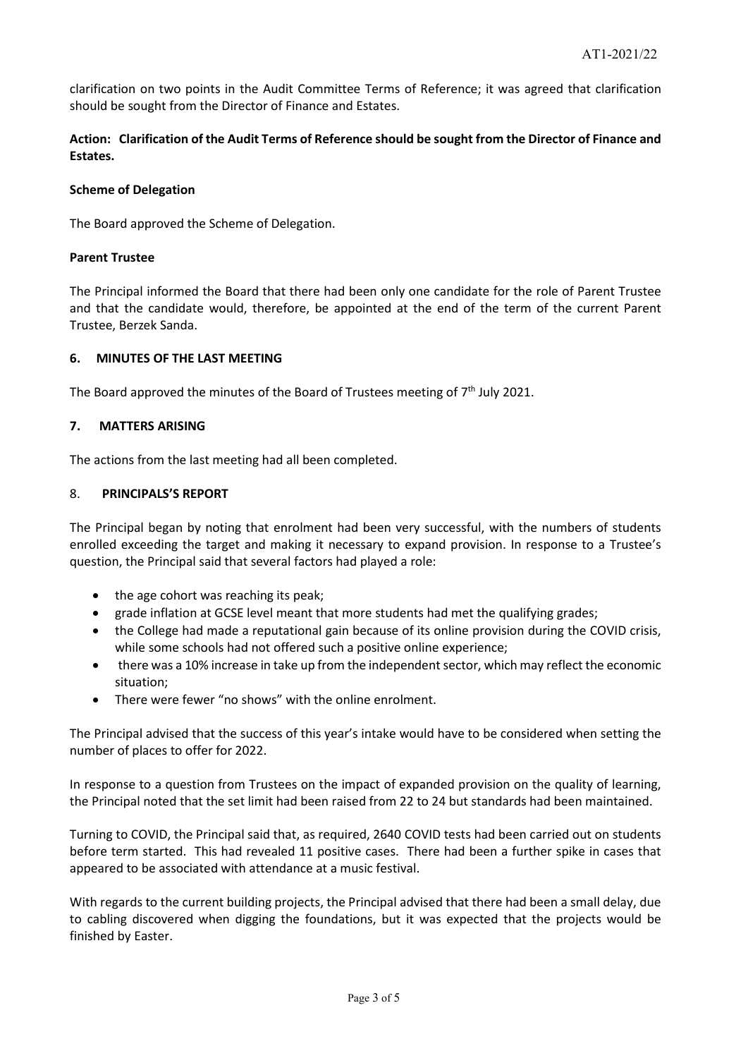clarification on two points in the Audit Committee Terms of Reference; it was agreed that clarification should be sought from the Director of Finance and Estates.

**Action: Clarification of the Audit Terms of Reference should be sought from the Director of Finance and Estates.**

**Scheme of Delegation**

The Board approved the Scheme of Delegation.

**Parent Trustee**

The Principal informed the Board that there had been only one candidate for the role of Parent Trustee and that the candidate would, therefore, be appointed at the end of the term of the current Parent Trustee, Berzek Sanda.

## 6. MINUTES OF THE LAST MEETING

The Board approved the minutes of the Board of Trustees meeting of 7th July 2021.

## 7. MATTERS ARISING

The actions from the last meeting had all been completed.

## 8. PRINCIPALS'S REPORT

The Principal began by noting that enrolment had been very successful, with the numbers of students enrolled exceeding the target and making it necessary to expand provision. In response to a Trustee's question, the Principal said that several factors had played a role:

- the age cohort was reaching its peak;
- grade inflation at GCSE level meant that more students had met the qualifying grades;
- the College had made a reputational gain because of its online provision during the COVID crisis, while some schools had not offered such a positive online experience;
- there was a 10% increase in take up from the independent sector, which may reflect the economic situation;
- There were fewer "no shows" with the online enrolment.

The Principal advised that the success of this year's intake would have to be considered when setting the number of places to offer for 2022.

In response to a question from Trustees on the impact of expanded provision on the quality of learning, the Principal noted that the set limit had been raised from 22 to 24 but standards had been maintained.

Turning to COVID, the Principal said that, as required, 2640 COVID tests had been carried out on students before term started. This had revealed 11 positive cases. There had been a further spike in cases that appeared to be associated with attendance at a music festival.

With regards to the current building projects, the Principal advised that there had been a small delay, due to cabling discovered when digging the foundations, but it was expected that the projects would be finished by Easter.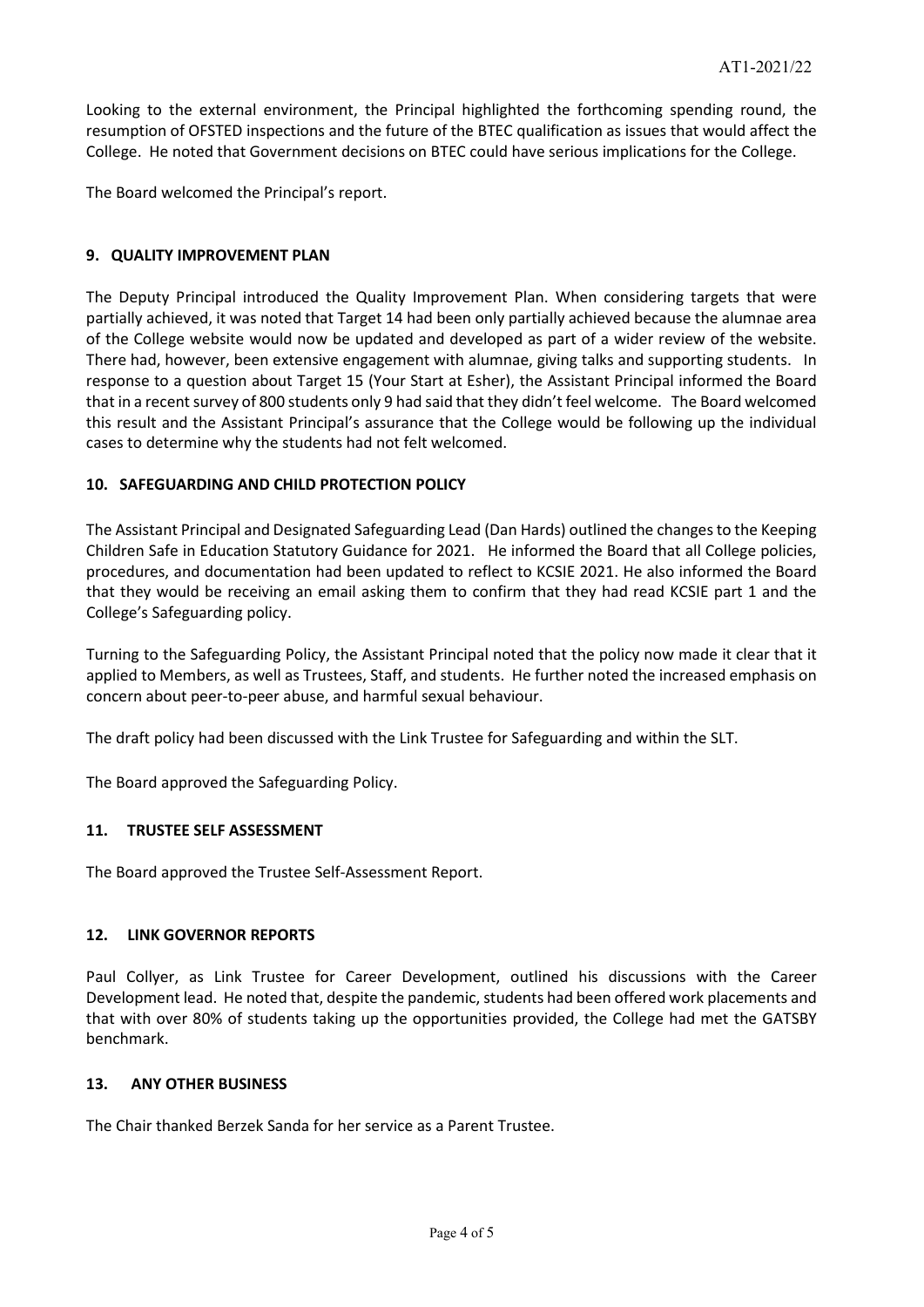Looking to the external environment, the Principal highlighted the forthcoming spending round, the resumption of OFSTED inspections and the future of the BTEC qualification as issues that would affect the College. He noted that Government decisions on BTEC could have serious implications for the College.

The Board welcomed the Principal's report.

## 9. QUALITY IMPROVEMENT PLAN

The Deputy Principal introduced the Quality Improvement Plan. When considering targets that were partially achieved, it was noted that Target 14 had been only partially achieved because the alumnae area of the College website would now be updated and developed as part of a wider review of the website. There had, however, been extensive engagement with alumnae, giving talks and supporting students. In response to a question about Target 15 (Your Start at Esher), the Assistant Principal informed the Board that in a recent survey of 800 students only 9 had said that they didn't feel welcome. The Board welcomed this result and the Assistant Principal's assurance that the College would be following up the individual cases to determine why the students had not felt welcomed.

## 10. SAFEGUARDING AND CHILD PROTECTION POLICY

The Assistant Principal and Designated Safeguarding Lead (Dan Hards) outlined the changes to the Keeping Children Safe in Education Statutory Guidance for 2021. He informed the Board that all College policies, procedures, and documentation had been updated to reflect to KCSIE 2021. He also informed the Board that they would be receiving an email asking them to confirm that they had read KCSIE part 1 and the College's Safeguarding policy.

Turning to the Safeguarding Policy, the Assistant Principal noted that the policy now made it clear that it applied to Members, as well as Trustees, Staff, and students. He further noted the increased emphasis on concern about peer-to-peer abuse, and harmful sexual behaviour.

The draft policy had been discussed with the Link Trustee for Safeguarding and within the SLT.

The Board approved the Safeguarding Policy.

## 11. TRUSTEE SELF ASSESSMENT

The Board approved the Trustee Self-Assessment Report.

## 12. LINK GOVERNOR REPORTS

Paul Collyer, as Link Trustee for Career Development, outlined his discussions with the Career Development lead. He noted that, despite the pandemic, students had been offered work placements and that with over 80% of students taking up the opportunities provided, the College had met the GATSBY benchmark.

## 13. ANY OTHER BUSINESS

The Chair thanked Berzek Sanda for her service as a Parent Trustee.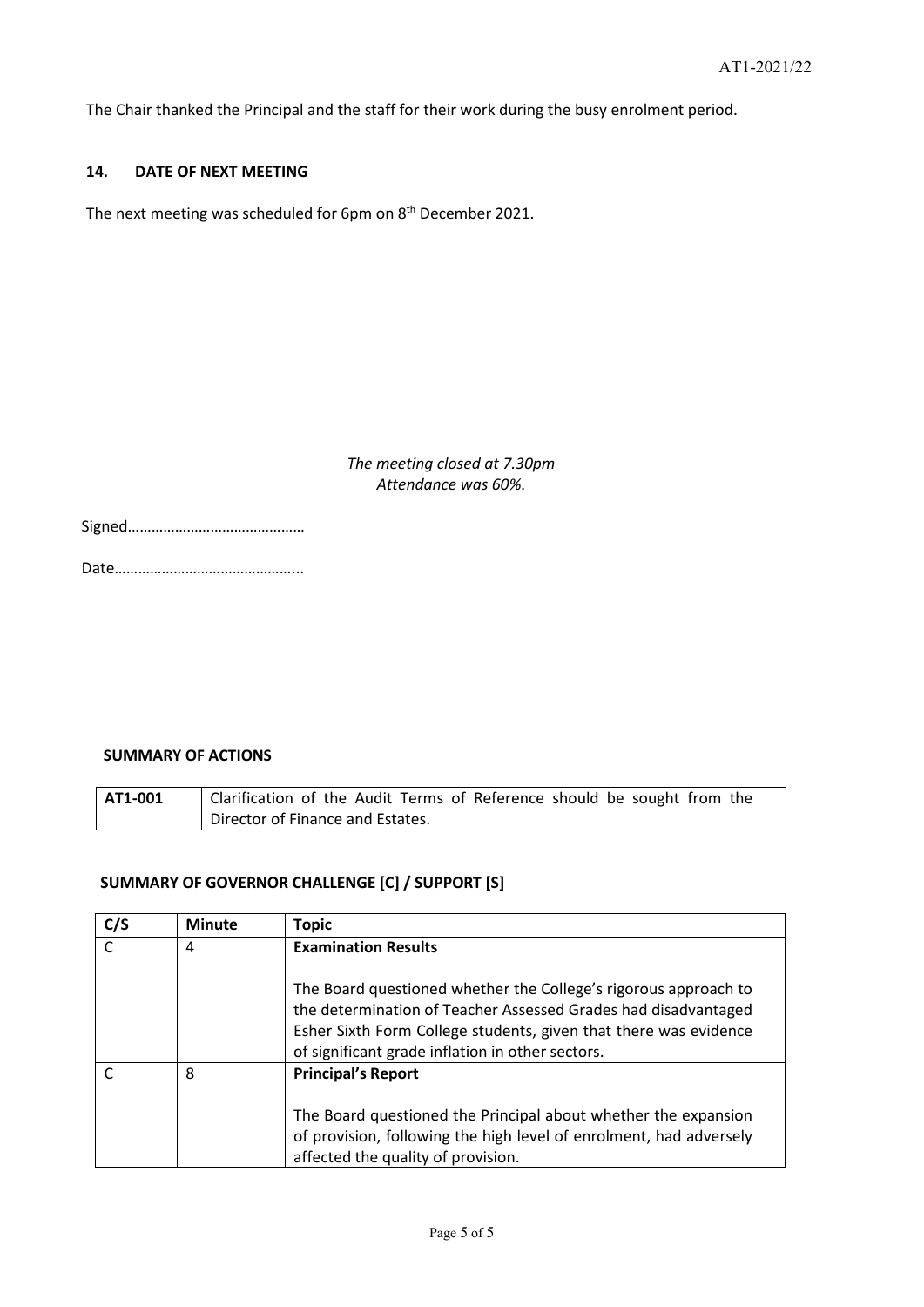The Chair thanked the Principal and the staff for their work during the busy enrolment period.

### 14. DATE OF NEXT MEETING

The next meeting was scheduled for 6pm on 8th December 2021.

*The meeting closed at 7.30pm*
*Attendance was 60%.*

Signed………………………………………

Date………………………………………..

**SUMMARY OF ACTIONS**

| | |
|---|---|
| **AT1-001** | Clarification of the Audit Terms of Reference should be sought from the Director of Finance and Estates. |

**SUMMARY OF GOVERNOR CHALLENGE [C] / SUPPORT [S]**

| C/S | Minute | Topic |
|---|---|---|
| C | 4 | **Examination Results**<br><br>The Board questioned whether the College's rigorous approach to the determination of Teacher Assessed Grades had disadvantaged Esher Sixth Form College students, given that there was evidence of significant grade inflation in other sectors. |
| C | 8 | **Principal's Report**<br><br>The Board questioned the Principal about whether the expansion of provision, following the high level of enrolment, had adversely affected the quality of provision. |